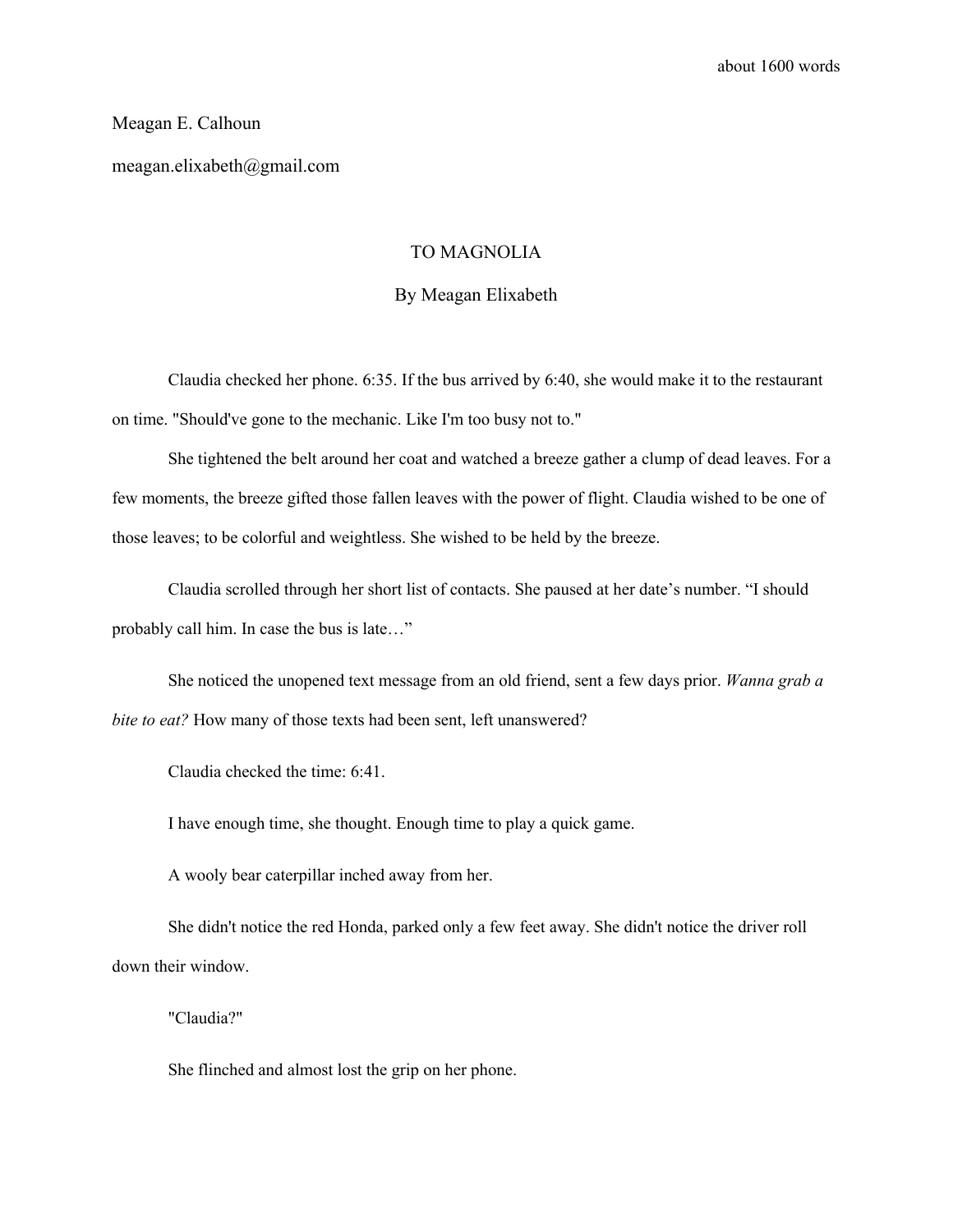about 1600 words

Meagan E. Calhoun

meagan.elixabeth@gmail.com

# TO MAGNOLIA

By Meagan Elixabeth

Claudia checked her phone. 6:35. If the bus arrived by 6:40, she would make it to the restaurant on time. "Should've gone to the mechanic. Like I'm too busy not to."

She tightened the belt around her coat and watched a breeze gather a clump of dead leaves. For a few moments, the breeze gifted those fallen leaves with the power of flight. Claudia wished to be one of those leaves; to be colorful and weightless. She wished to be held by the breeze.

Claudia scrolled through her short list of contacts. She paused at her date's number. "I should probably call him. In case the bus is late…"

She noticed the unopened text message from an old friend, sent a few days prior. *Wanna grab a bite to eat?* How many of those texts had been sent, left unanswered?

Claudia checked the time: 6:41.

I have enough time, she thought. Enough time to play a quick game.

A wooly bear caterpillar inched away from her.

She didn't notice the red Honda, parked only a few feet away. She didn't notice the driver roll down their window.

"Claudia?"

She flinched and almost lost the grip on her phone.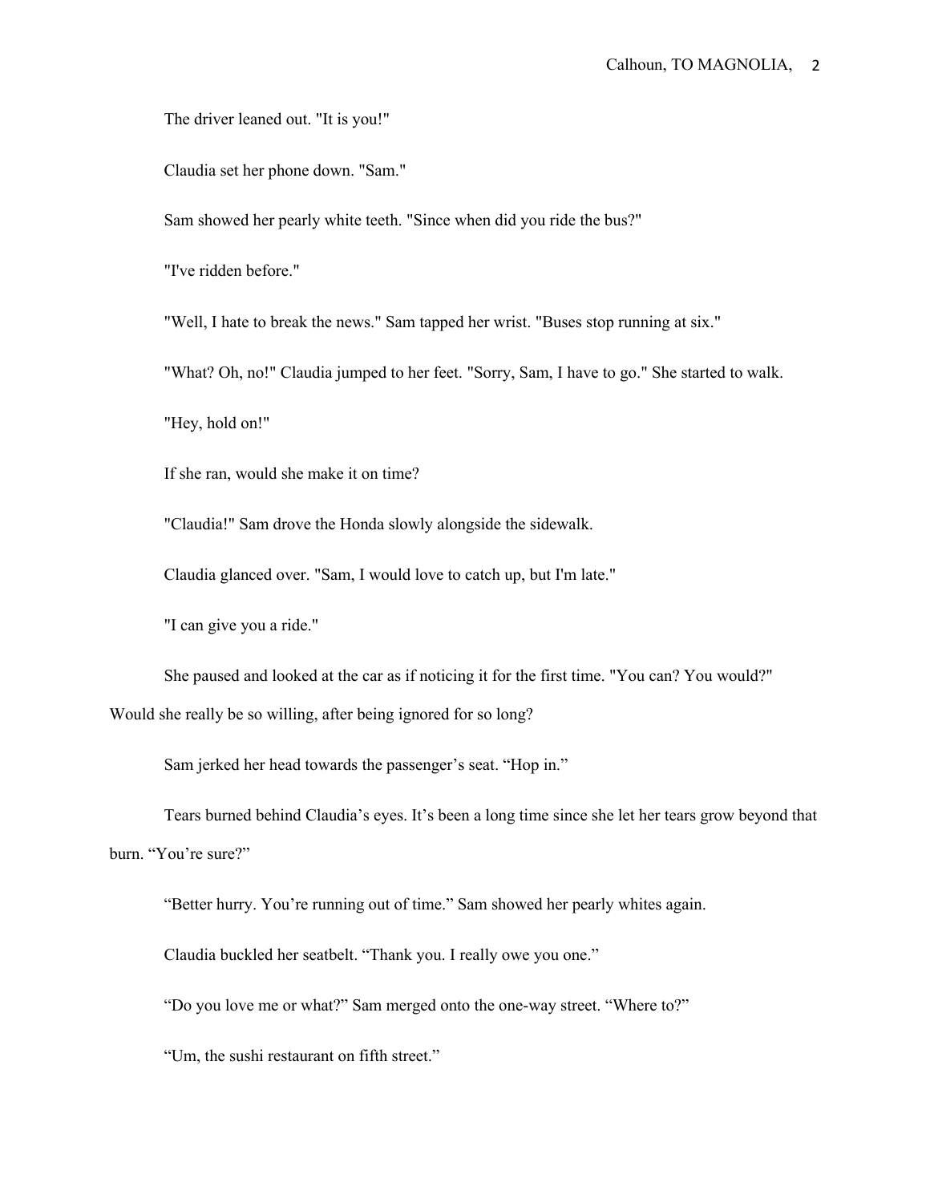The driver leaned out. "It is you!"

Claudia set her phone down. "Sam."

Sam showed her pearly white teeth. "Since when did you ride the bus?"

"I've ridden before."

"Well, I hate to break the news." Sam tapped her wrist. "Buses stop running at six."

"What? Oh, no!" Claudia jumped to her feet. "Sorry, Sam, I have to go." She started to walk.

"Hey, hold on!"

If she ran, would she make it on time?

"Claudia!" Sam drove the Honda slowly alongside the sidewalk.

Claudia glanced over. "Sam, I would love to catch up, but I'm late."

"I can give you a ride."

She paused and looked at the car as if noticing it for the first time. "You can? You would?" Would she really be so willing, after being ignored for so long?

Sam jerked her head towards the passenger's seat. "Hop in."

Tears burned behind Claudia's eyes. It's been a long time since she let her tears grow beyond that burn. "You're sure?"

"Better hurry. You're running out of time." Sam showed her pearly whites again.

Claudia buckled her seatbelt. "Thank you. I really owe you one."

"Do you love me or what?" Sam merged onto the one-way street. "Where to?"

"Um, the sushi restaurant on fifth street."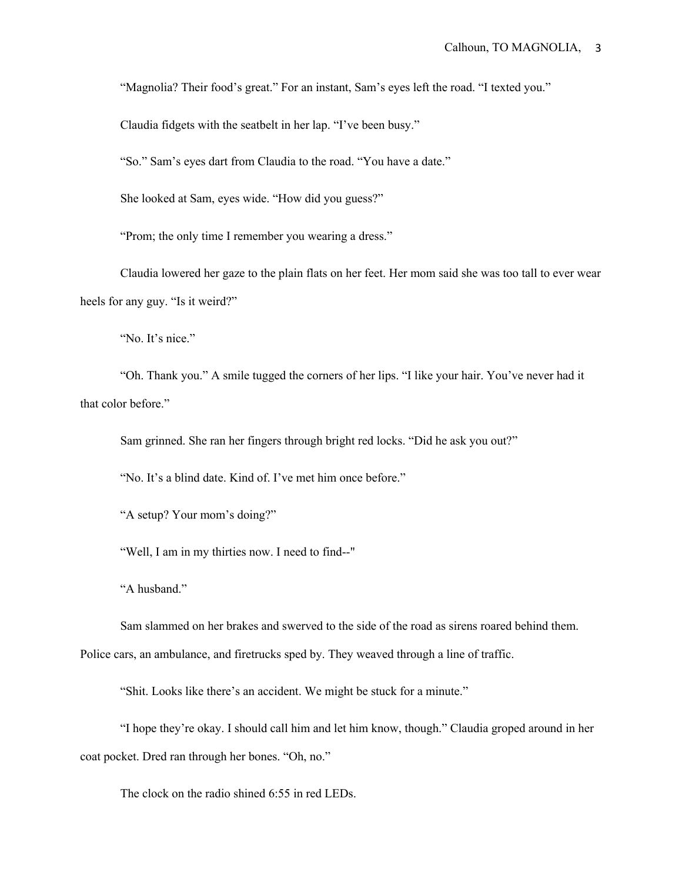"Magnolia? Their food's great." For an instant, Sam's eyes left the road. "I texted you."

Claudia fidgets with the seatbelt in her lap. "I've been busy."

"So." Sam's eyes dart from Claudia to the road. "You have a date."

She looked at Sam, eyes wide. "How did you guess?"

"Prom; the only time I remember you wearing a dress."

Claudia lowered her gaze to the plain flats on her feet. Her mom said she was too tall to ever wear heels for any guy. "Is it weird?"

"No. It's nice."

"Oh. Thank you." A smile tugged the corners of her lips. "I like your hair. You've never had it that color before."

Sam grinned. She ran her fingers through bright red locks. "Did he ask you out?"

"No. It's a blind date. Kind of. I've met him once before."

"A setup? Your mom's doing?"

"Well, I am in my thirties now. I need to find--"

"A husband."

Sam slammed on her brakes and swerved to the side of the road as sirens roared behind them. Police cars, an ambulance, and firetrucks sped by. They weaved through a line of traffic.

"Shit. Looks like there's an accident. We might be stuck for a minute."

"I hope they're okay. I should call him and let him know, though." Claudia groped around in her coat pocket. Dred ran through her bones. "Oh, no."

The clock on the radio shined 6:55 in red LEDs.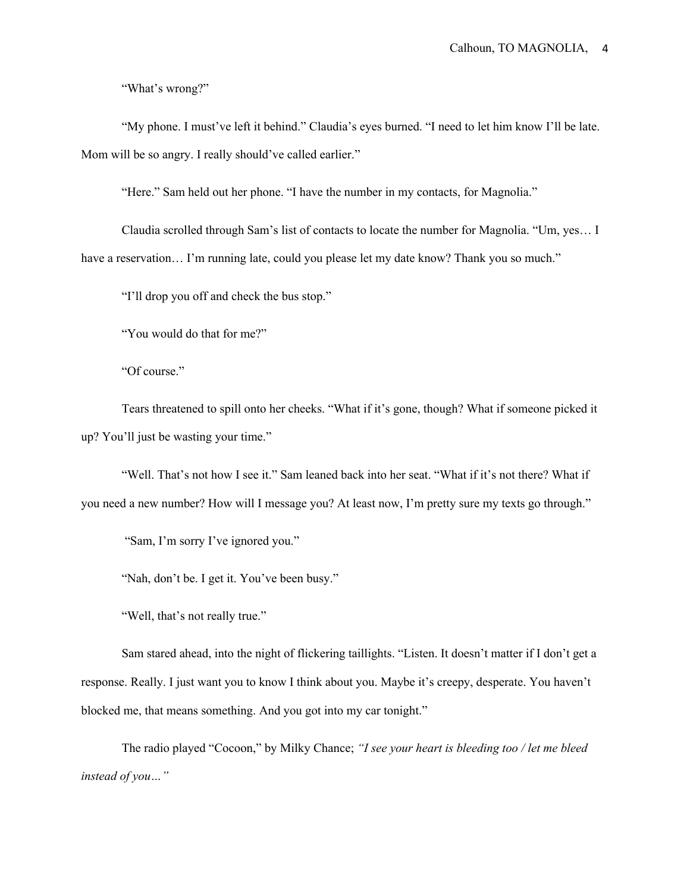"What's wrong?"

"My phone. I must've left it behind." Claudia's eyes burned. "I need to let him know I'll be late. Mom will be so angry. I really should've called earlier."

"Here." Sam held out her phone. "I have the number in my contacts, for Magnolia."

Claudia scrolled through Sam's list of contacts to locate the number for Magnolia. "Um, yes… I have a reservation… I'm running late, could you please let my date know? Thank you so much."

"I'll drop you off and check the bus stop."

"You would do that for me?"

"Of course."

Tears threatened to spill onto her cheeks. "What if it's gone, though? What if someone picked it up? You'll just be wasting your time."

"Well. That's not how I see it." Sam leaned back into her seat. "What if it's not there? What if you need a new number? How will I message you? At least now, I'm pretty sure my texts go through."

"Sam, I'm sorry I've ignored you."

"Nah, don't be. I get it. You've been busy."

"Well, that's not really true."

Sam stared ahead, into the night of flickering taillights. "Listen. It doesn't matter if I don't get a response. Really. I just want you to know I think about you. Maybe it's creepy, desperate. You haven't blocked me, that means something. And you got into my car tonight."

The radio played "Cocoon," by Milky Chance; *"I see your heart is bleeding too / let me bleed instead of you…"*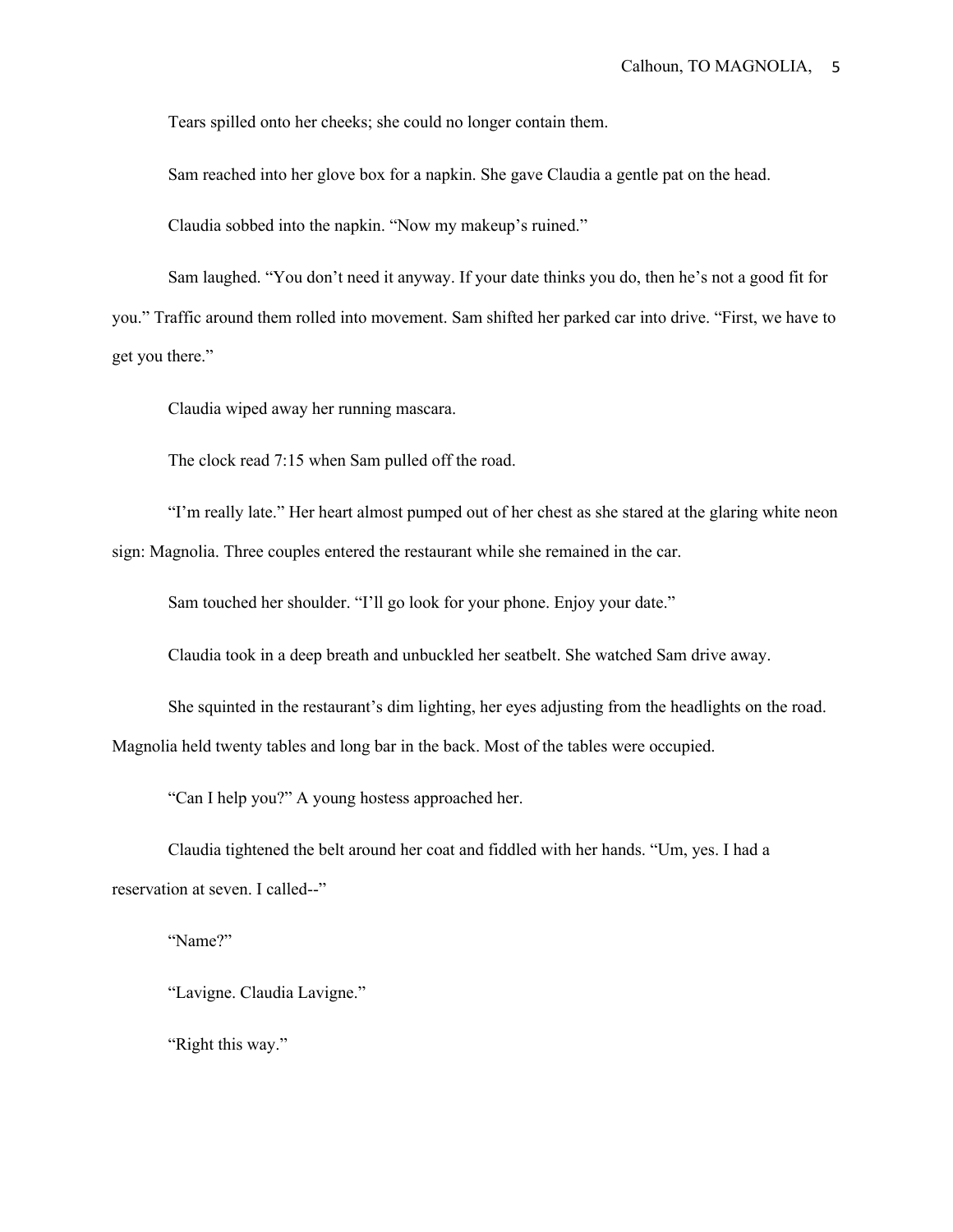Tears spilled onto her cheeks; she could no longer contain them.

Sam reached into her glove box for a napkin. She gave Claudia a gentle pat on the head.

Claudia sobbed into the napkin. “Now my makeup’s ruined.”

Sam laughed. “You don’t need it anyway. If your date thinks you do, then he’s not a good fit for you.” Traffic around them rolled into movement. Sam shifted her parked car into drive. “First, we have to get you there.”

Claudia wiped away her running mascara.

The clock read 7:15 when Sam pulled off the road.

“I’m really late.” Her heart almost pumped out of her chest as she stared at the glaring white neon sign: Magnolia. Three couples entered the restaurant while she remained in the car.

Sam touched her shoulder. “I’ll go look for your phone. Enjoy your date.”

Claudia took in a deep breath and unbuckled her seatbelt. She watched Sam drive away.

She squinted in the restaurant’s dim lighting, her eyes adjusting from the headlights on the road. Magnolia held twenty tables and long bar in the back. Most of the tables were occupied.

“Can I help you?” A young hostess approached her.

Claudia tightened the belt around her coat and fiddled with her hands. “Um, yes. I had a reservation at seven. I called--”

“Name?”

“Lavigne. Claudia Lavigne.”

“Right this way.”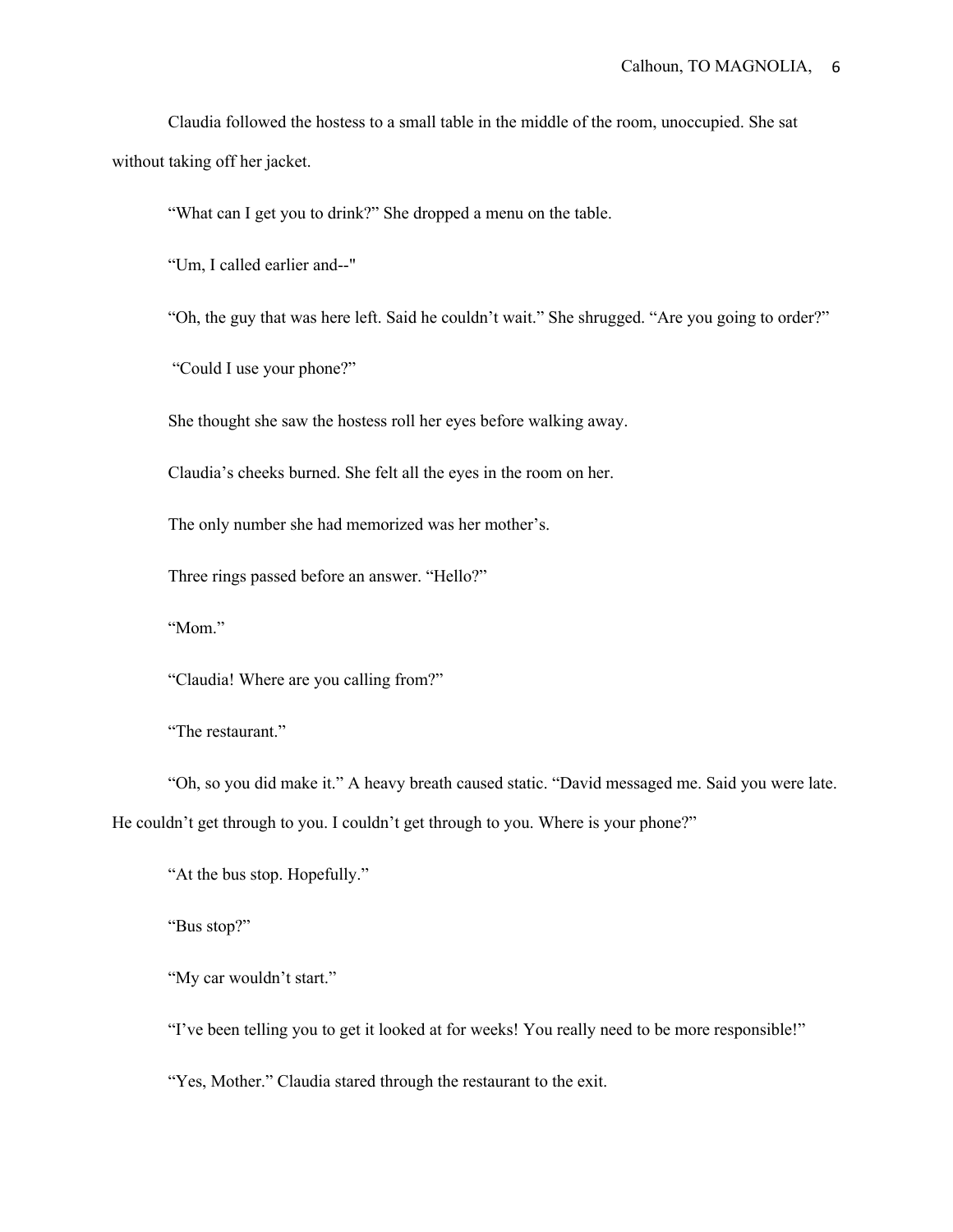Claudia followed the hostess to a small table in the middle of the room, unoccupied. She sat without taking off her jacket.

“What can I get you to drink?” She dropped a menu on the table.

“Um, I called earlier and--"

“Oh, the guy that was here left. Said he couldn’t wait.” She shrugged. “Are you going to order?”

“Could I use your phone?”

She thought she saw the hostess roll her eyes before walking away.

Claudia’s cheeks burned. She felt all the eyes in the room on her.

The only number she had memorized was her mother’s.

Three rings passed before an answer. “Hello?”

“Mom.”

“Claudia! Where are you calling from?”

“The restaurant.”

“Oh, so you did make it.” A heavy breath caused static. “David messaged me. Said you were late. He couldn’t get through to you. I couldn’t get through to you. Where is your phone?”

“At the bus stop. Hopefully.”

“Bus stop?”

“My car wouldn’t start.”

“I’ve been telling you to get it looked at for weeks! You really need to be more responsible!”

“Yes, Mother.” Claudia stared through the restaurant to the exit.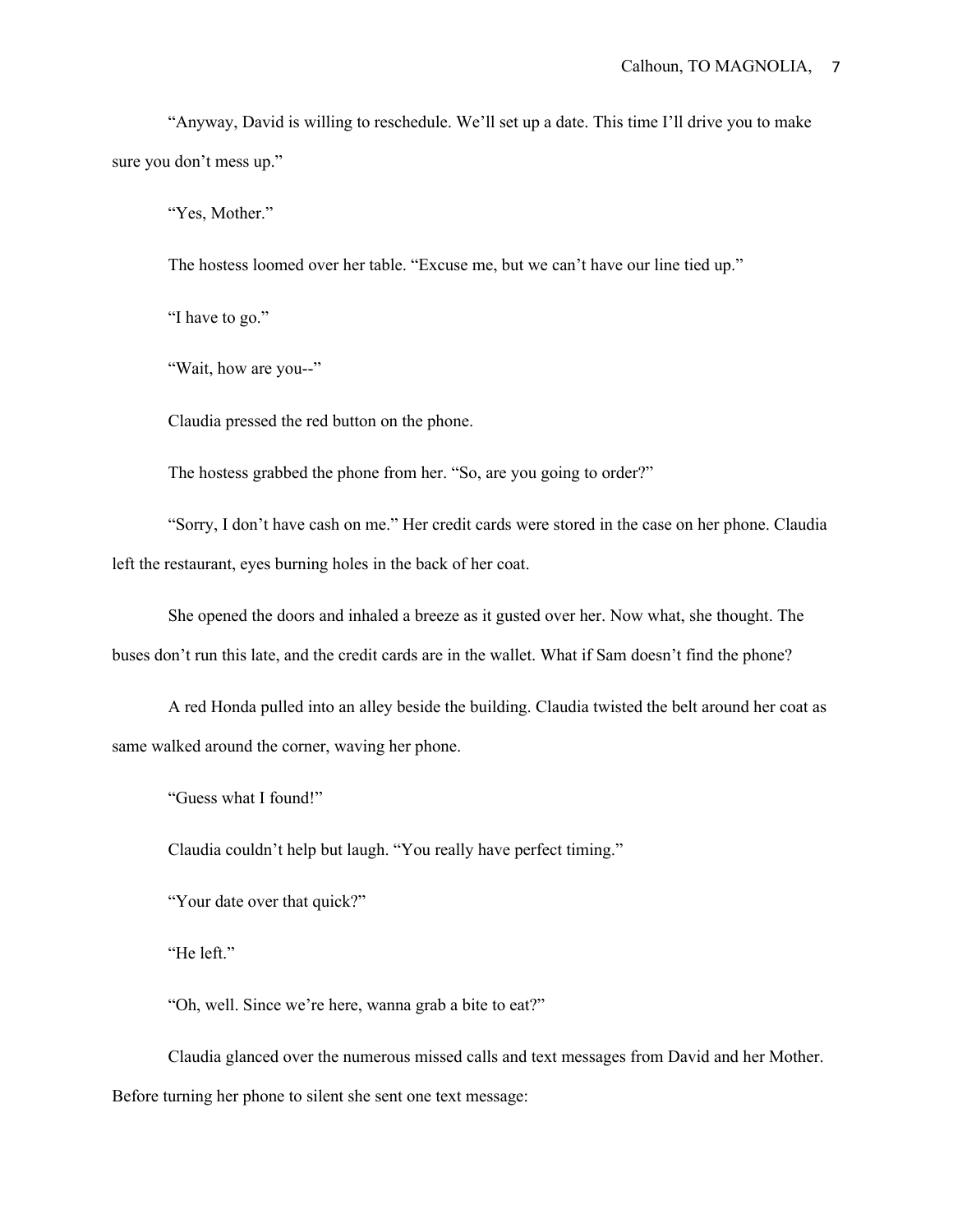"Anyway, David is willing to reschedule. We'll set up a date. This time I'll drive you to make sure you don't mess up."

"Yes, Mother."

The hostess loomed over her table. "Excuse me, but we can't have our line tied up."

"I have to go."

"Wait, how are you--"

Claudia pressed the red button on the phone.

The hostess grabbed the phone from her. "So, are you going to order?"

"Sorry, I don't have cash on me." Her credit cards were stored in the case on her phone. Claudia left the restaurant, eyes burning holes in the back of her coat.

She opened the doors and inhaled a breeze as it gusted over her. Now what, she thought. The buses don't run this late, and the credit cards are in the wallet. What if Sam doesn't find the phone?

A red Honda pulled into an alley beside the building. Claudia twisted the belt around her coat as same walked around the corner, waving her phone.

"Guess what I found!"

Claudia couldn't help but laugh. "You really have perfect timing."

"Your date over that quick?"

"He left."

"Oh, well. Since we're here, wanna grab a bite to eat?"

Claudia glanced over the numerous missed calls and text messages from David and her Mother. Before turning her phone to silent she sent one text message: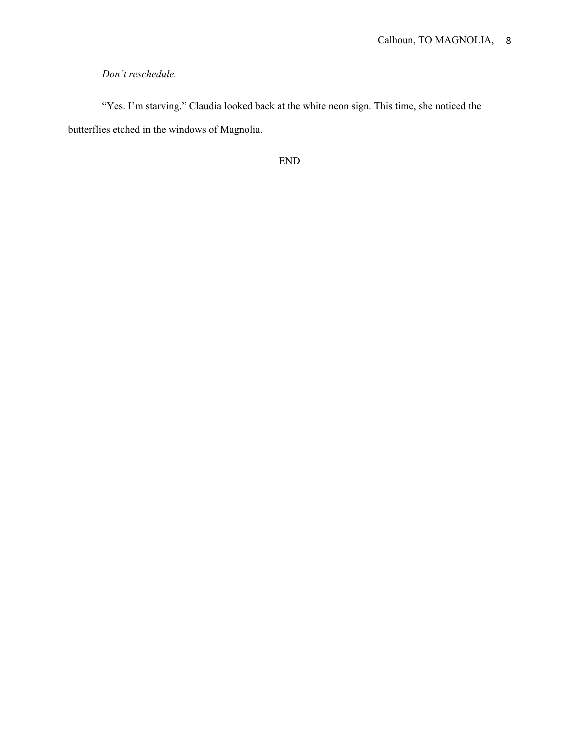*Don't reschedule.*

"Yes. I'm starving." Claudia looked back at the white neon sign. This time, she noticed the butterflies etched in the windows of Magnolia.

END